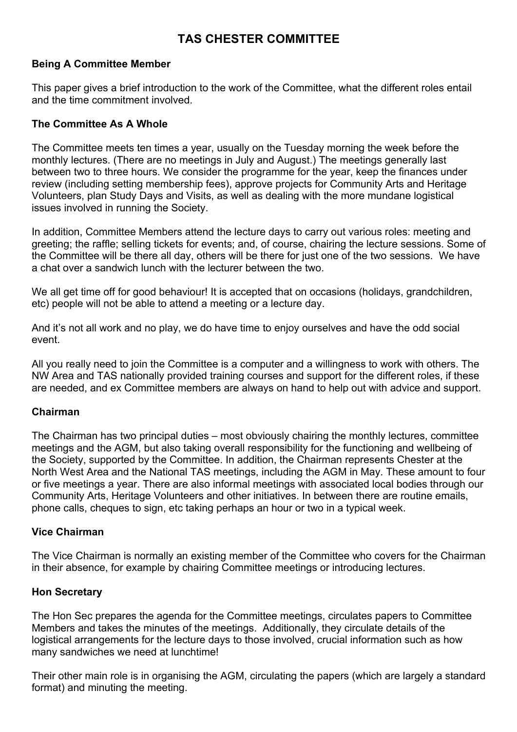# TAS CHESTER COMMITTEE

## Being A Committee Member

This paper gives a brief introduction to the work of the Committee, what the different roles entail and the time commitment involved.

## The Committee As A Whole

The Committee meets ten times a year, usually on the Tuesday morning the week before the monthly lectures. (There are no meetings in July and August.) The meetings generally last between two to three hours. We consider the programme for the year, keep the finances under review (including setting membership fees), approve projects for Community Arts and Heritage Volunteers, plan Study Days and Visits, as well as dealing with the more mundane logistical issues involved in running the Society.

In addition, Committee Members attend the lecture days to carry out various roles: meeting and greeting; the raffle; selling tickets for events; and, of course, chairing the lecture sessions. Some of the Committee will be there all day, others will be there for just one of the two sessions. We have a chat over a sandwich lunch with the lecturer between the two.

We all get time off for good behaviour! It is accepted that on occasions (holidays, grandchildren, etc) people will not be able to attend a meeting or a lecture day.

And it's not all work and no play, we do have time to enjoy ourselves and have the odd social event.

All you really need to join the Committee is a computer and a willingness to work with others. The NW Area and TAS nationally provided training courses and support for the different roles, if these are needed, and ex Committee members are always on hand to help out with advice and support.

## Chairman

The Chairman has two principal duties – most obviously chairing the monthly lectures, committee meetings and the AGM, but also taking overall responsibility for the functioning and wellbeing of the Society, supported by the Committee. In addition, the Chairman represents Chester at the North West Area and the National TAS meetings, including the AGM in May. These amount to four or five meetings a year. There are also informal meetings with associated local bodies through our Community Arts, Heritage Volunteers and other initiatives. In between there are routine emails, phone calls, cheques to sign, etc taking perhaps an hour or two in a typical week.

## Vice Chairman

The Vice Chairman is normally an existing member of the Committee who covers for the Chairman in their absence, for example by chairing Committee meetings or introducing lectures.

## Hon Secretary

The Hon Sec prepares the agenda for the Committee meetings, circulates papers to Committee Members and takes the minutes of the meetings. Additionally, they circulate details of the logistical arrangements for the lecture days to those involved, crucial information such as how many sandwiches we need at lunchtime!

Their other main role is in organising the AGM, circulating the papers (which are largely a standard format) and minuting the meeting.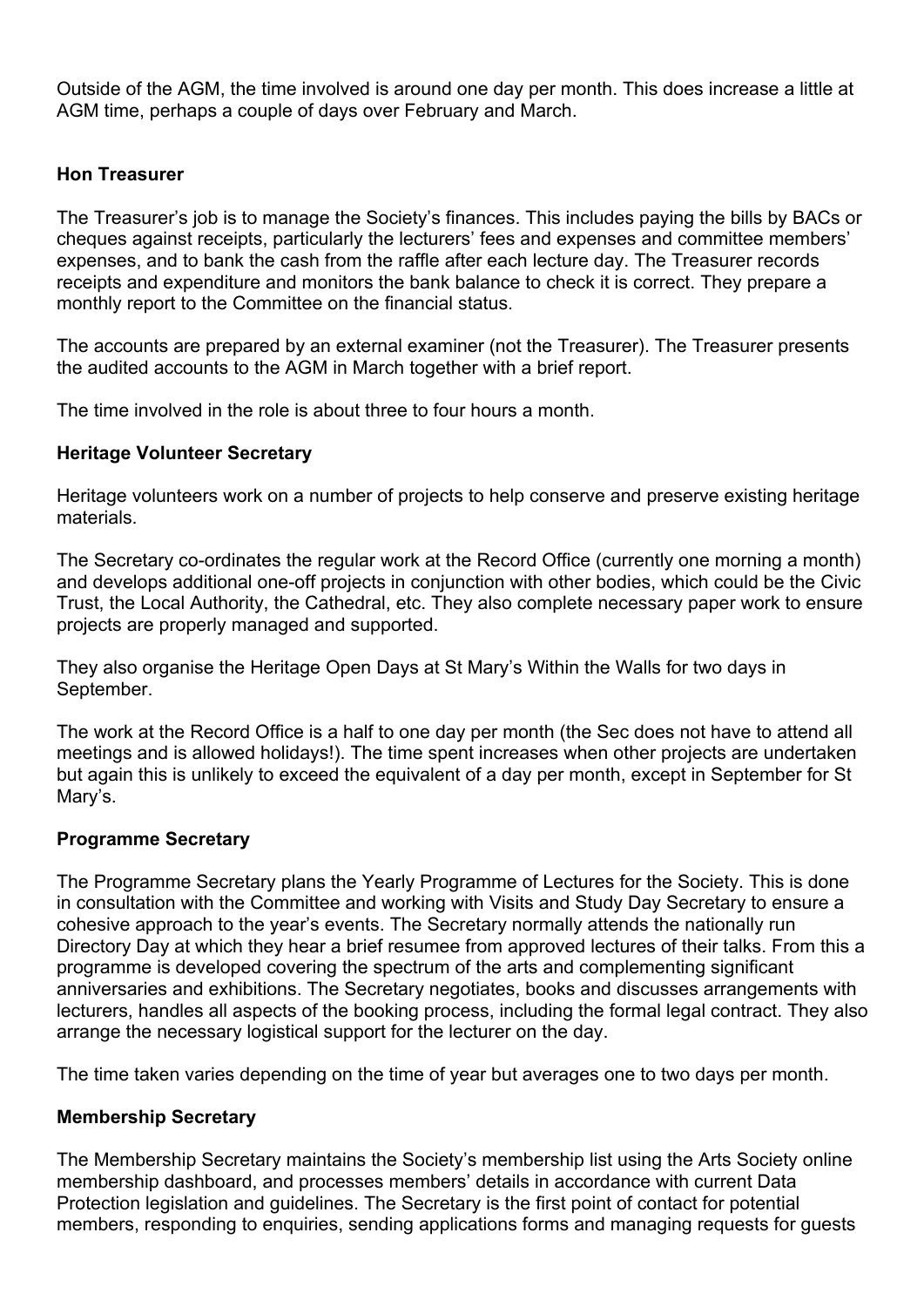Outside of the AGM, the time involved is around one day per month. This does increase a little at AGM time, perhaps a couple of days over February and March.

**Hon Treasurer**

The Treasurer's job is to manage the Society's finances. This includes paying the bills by BACs or cheques against receipts, particularly the lecturers' fees and expenses and committee members' expenses, and to bank the cash from the raffle after each lecture day. The Treasurer records receipts and expenditure and monitors the bank balance to check it is correct. They prepare a monthly report to the Committee on the financial status.

The accounts are prepared by an external examiner (not the Treasurer). The Treasurer presents the audited accounts to the AGM in March together with a brief report.

The time involved in the role is about three to four hours a month.

**Heritage Volunteer Secretary**

Heritage volunteers work on a number of projects to help conserve and preserve existing heritage materials.

The Secretary co-ordinates the regular work at the Record Office (currently one morning a month) and develops additional one-off projects in conjunction with other bodies, which could be the Civic Trust, the Local Authority, the Cathedral, etc. They also complete necessary paper work to ensure projects are properly managed and supported.

They also organise the Heritage Open Days at St Mary's Within the Walls for two days in September.

The work at the Record Office is a half to one day per month (the Sec does not have to attend all meetings and is allowed holidays!). The time spent increases when other projects are undertaken but again this is unlikely to exceed the equivalent of a day per month, except in September for St Mary's.

**Programme Secretary**

The Programme Secretary plans the Yearly Programme of Lectures for the Society. This is done in consultation with the Committee and working with Visits and Study Day Secretary to ensure a cohesive approach to the year's events. The Secretary normally attends the nationally run Directory Day at which they hear a brief resumee from approved lectures of their talks. From this a programme is developed covering the spectrum of the arts and complementing significant anniversaries and exhibitions. The Secretary negotiates, books and discusses arrangements with lecturers, handles all aspects of the booking process, including the formal legal contract. They also arrange the necessary logistical support for the lecturer on the day.

The time taken varies depending on the time of year but averages one to two days per month.

**Membership Secretary**

The Membership Secretary maintains the Society's membership list using the Arts Society online membership dashboard, and processes members' details in accordance with current Data Protection legislation and guidelines. The Secretary is the first point of contact for potential members, responding to enquiries, sending applications forms and managing requests for guests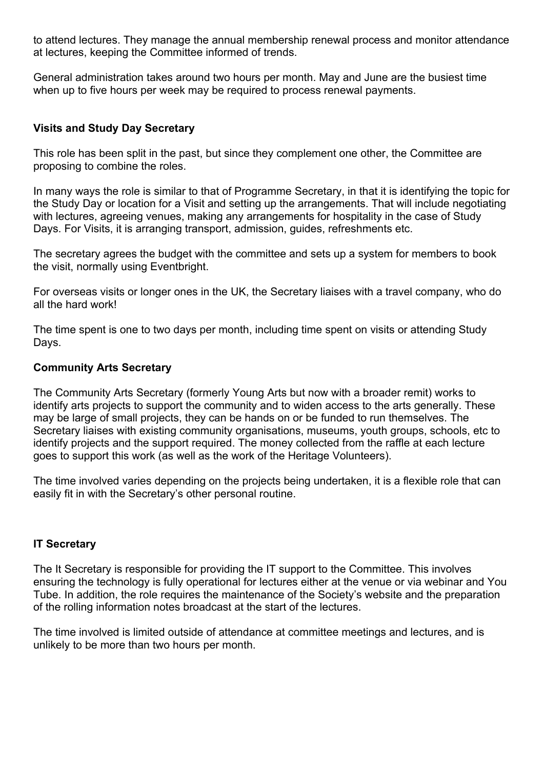to attend lectures. They manage the annual membership renewal process and monitor attendance at lectures, keeping the Committee informed of trends.

General administration takes around two hours per month. May and June are the busiest time when up to five hours per week may be required to process renewal payments.

**Visits and Study Day Secretary**

This role has been split in the past, but since they complement one other, the Committee are proposing to combine the roles.

In many ways the role is similar to that of Programme Secretary, in that it is identifying the topic for the Study Day or location for a Visit and setting up the arrangements. That will include negotiating with lectures, agreeing venues, making any arrangements for hospitality in the case of Study Days. For Visits, it is arranging transport, admission, guides, refreshments etc.

The secretary agrees the budget with the committee and sets up a system for members to book the visit, normally using Eventbright.

For overseas visits or longer ones in the UK, the Secretary liaises with a travel company, who do all the hard work!

The time spent is one to two days per month, including time spent on visits or attending Study Days.

**Community Arts Secretary**

The Community Arts Secretary (formerly Young Arts but now with a broader remit) works to identify arts projects to support the community and to widen access to the arts generally. These may be large of small projects, they can be hands on or be funded to run themselves. The Secretary liaises with existing community organisations, museums, youth groups, schools, etc to identify projects and the support required. The money collected from the raffle at each lecture goes to support this work (as well as the work of the Heritage Volunteers).

The time involved varies depending on the projects being undertaken, it is a flexible role that can easily fit in with the Secretary's other personal routine.

**IT Secretary**

The It Secretary is responsible for providing the IT support to the Committee. This involves ensuring the technology is fully operational for lectures either at the venue or via webinar and You Tube. In addition, the role requires the maintenance of the Society's website and the preparation of the rolling information notes broadcast at the start of the lectures.

The time involved is limited outside of attendance at committee meetings and lectures, and is unlikely to be more than two hours per month.